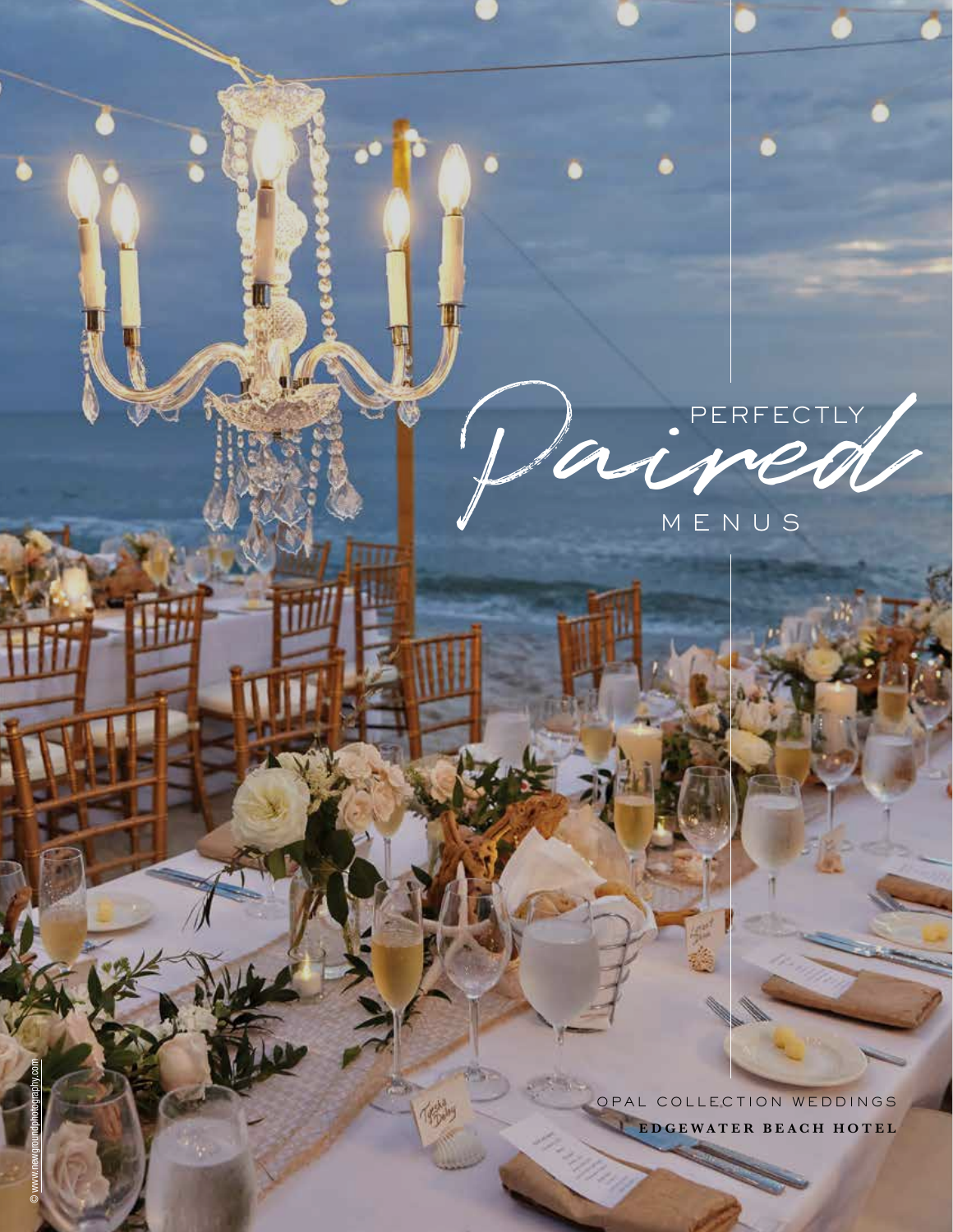# PERFECTLY *Paired* MENUS

OPAL COLLECTION WEDDINGS

**EDGEWATER BEACH HOTEL**

© www.newgroundphotography.com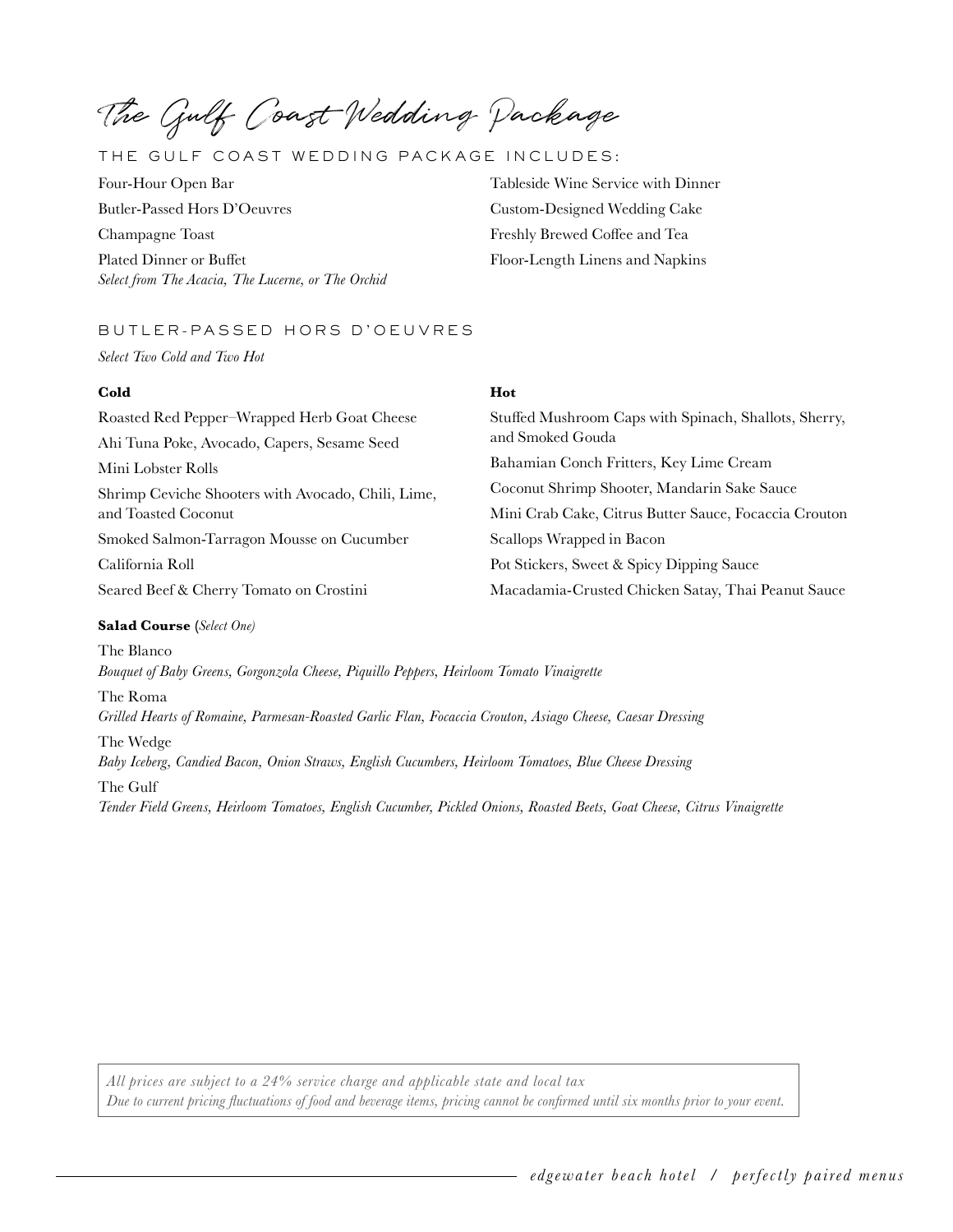# The Gulf Coast Wedding Package

## THE GULF COAST WEDDING PACKAGE INCLUDES:

Four-Hour Open Bar

Butler-Passed Hors D'Oeuvres

Champagne Toast

Plated Dinner or Buffet
*Select from The Acacia, The Lucerne, or The Orchid*

Tableside Wine Service with Dinner

Custom-Designed Wedding Cake

Freshly Brewed Coffee and Tea

Floor-Length Linens and Napkins

## BUTLER-PASSED HORS D'OEUVRES

*Select Two Cold and Two Hot*

**Cold**

Roasted Red Pepper–Wrapped Herb Goat Cheese

Ahi Tuna Poke, Avocado, Capers, Sesame Seed

Mini Lobster Rolls

Shrimp Ceviche Shooters with Avocado, Chili, Lime, and Toasted Coconut

Smoked Salmon-Tarragon Mousse on Cucumber

California Roll

Seared Beef & Cherry Tomato on Crostini

**Hot**

Stuffed Mushroom Caps with Spinach, Shallots, Sherry, and Smoked Gouda

Bahamian Conch Fritters, Key Lime Cream

Coconut Shrimp Shooter, Mandarin Sake Sauce

Mini Crab Cake, Citrus Butter Sauce, Focaccia Crouton

Scallops Wrapped in Bacon

Pot Stickers, Sweet & Spicy Dipping Sauce

Macadamia-Crusted Chicken Satay, Thai Peanut Sauce

**Salad Course** (*Select One*)

The Blanco
*Bouquet of Baby Greens, Gorgonzola Cheese, Piquillo Peppers, Heirloom Tomato Vinaigrette*

The Roma
*Grilled Hearts of Romaine, Parmesan-Roasted Garlic Flan, Focaccia Crouton, Asiago Cheese, Caesar Dressing*

The Wedge
*Baby Iceberg, Candied Bacon, Onion Straws, English Cucumbers, Heirloom Tomatoes, Blue Cheese Dressing*

The Gulf
*Tender Field Greens, Heirloom Tomatoes, English Cucumber, Pickled Onions, Roasted Beets, Goat Cheese, Citrus Vinaigrette*

*All prices are subject to a 24% service charge and applicable state and local tax*
*Due to current pricing fluctuations of food and beverage items, pricing cannot be confirmed until six months prior to your event.*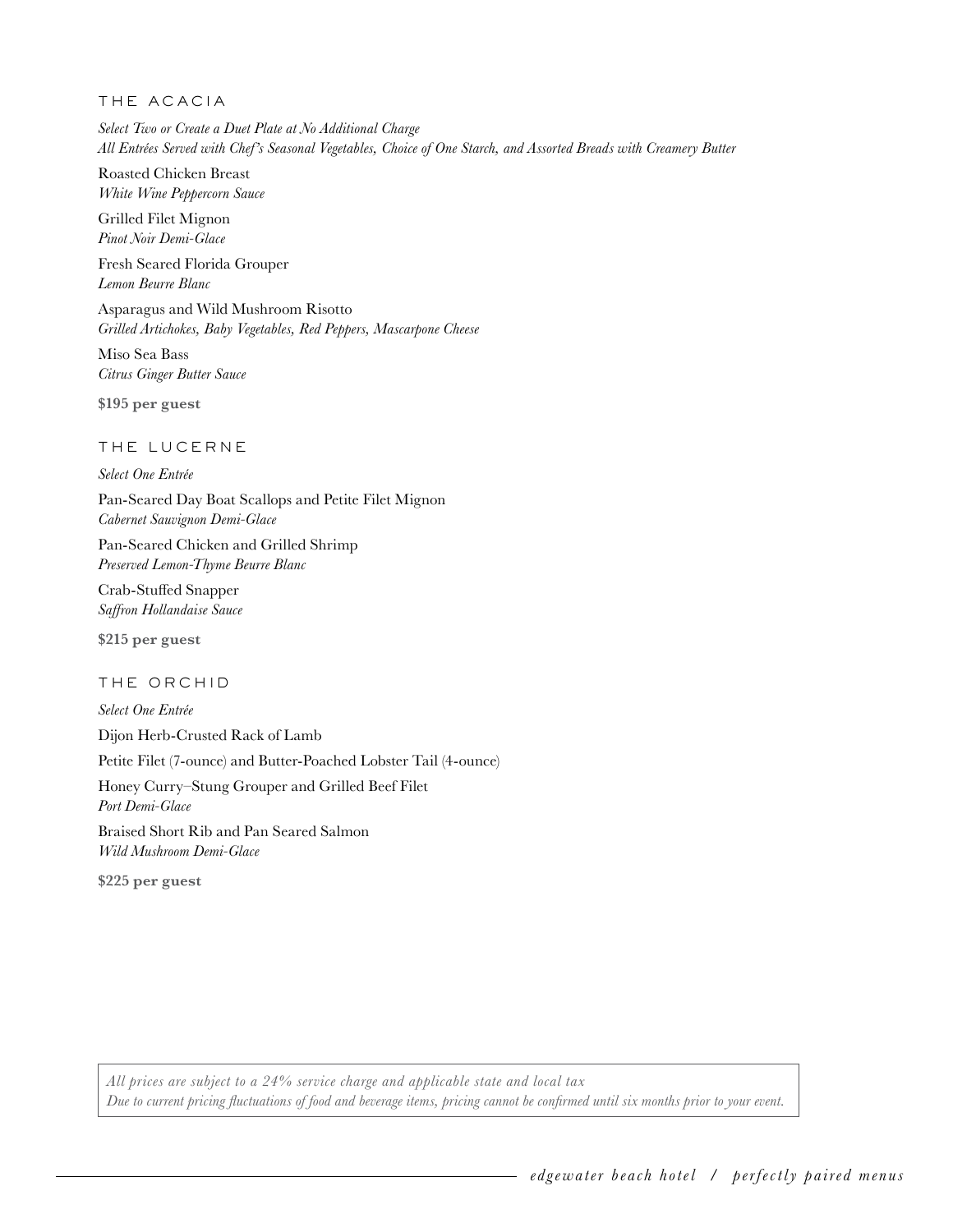## THE ACACIA

*Select Two or Create a Duet Plate at No Additional Charge*
*All Entrées Served with Chef's Seasonal Vegetables, Choice of One Starch, and Assorted Breads with Creamery Butter*

Roasted Chicken Breast
*White Wine Peppercorn Sauce*

Grilled Filet Mignon
*Pinot Noir Demi-Glace*

Fresh Seared Florida Grouper
*Lemon Beurre Blanc*

Asparagus and Wild Mushroom Risotto
*Grilled Artichokes, Baby Vegetables, Red Peppers, Mascarpone Cheese*

Miso Sea Bass
*Citrus Ginger Butter Sauce*

**$195 per guest**

## THE LUCERNE

*Select One Entrée*

Pan-Seared Day Boat Scallops and Petite Filet Mignon
*Cabernet Sauvignon Demi-Glace*

Pan-Seared Chicken and Grilled Shrimp
*Preserved Lemon-Thyme Beurre Blanc*

Crab-Stuffed Snapper
*Saffron Hollandaise Sauce*

**$215 per guest**

## THE ORCHID

*Select One Entrée*

Dijon Herb-Crusted Rack of Lamb

Petite Filet (7-ounce) and Butter-Poached Lobster Tail (4-ounce)

Honey Curry–Stung Grouper and Grilled Beef Filet
*Port Demi-Glace*

Braised Short Rib and Pan Seared Salmon
*Wild Mushroom Demi-Glace*

**$225 per guest**

*All prices are subject to a 24% service charge and applicable state and local tax*
*Due to current pricing fluctuations of food and beverage items, pricing cannot be confirmed until six months prior to your event.*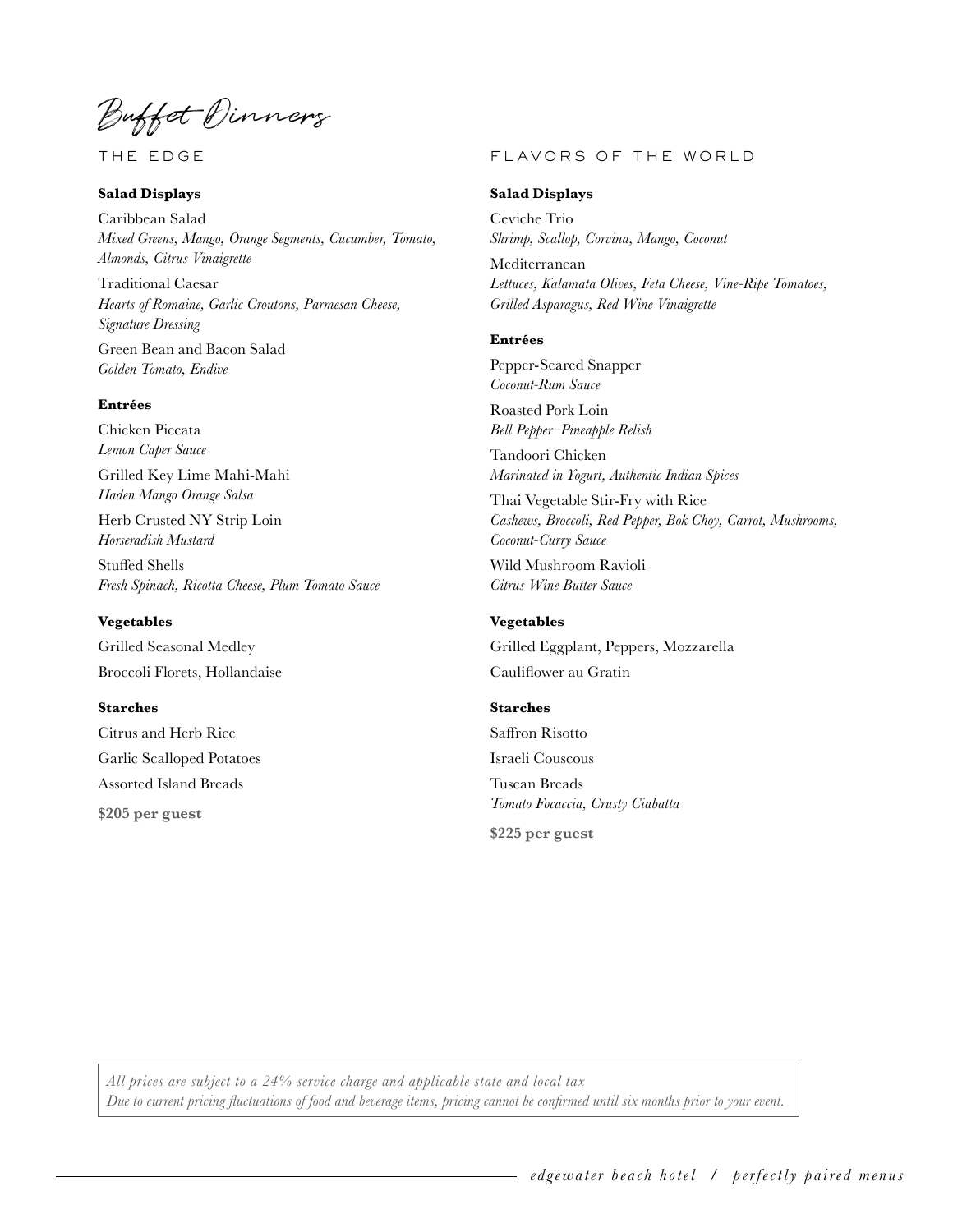# Buffet Dinners

## THE EDGE

### Salad Displays

Caribbean Salad
*Mixed Greens, Mango, Orange Segments, Cucumber, Tomato, Almonds, Citrus Vinaigrette*

Traditional Caesar
*Hearts of Romaine, Garlic Croutons, Parmesan Cheese, Signature Dressing*

Green Bean and Bacon Salad
*Golden Tomato, Endive*

### Entrées

Chicken Piccata
*Lemon Caper Sauce*

Grilled Key Lime Mahi-Mahi
*Haden Mango Orange Salsa*

Herb Crusted NY Strip Loin
*Horseradish Mustard*

Stuffed Shells
*Fresh Spinach, Ricotta Cheese, Plum Tomato Sauce*

### Vegetables

Grilled Seasonal Medley

Broccoli Florets, Hollandaise

### Starches

Citrus and Herb Rice

Garlic Scalloped Potatoes

Assorted Island Breads

**$205 per guest**

## FLAVORS OF THE WORLD

### Salad Displays

Ceviche Trio
*Shrimp, Scallop, Corvina, Mango, Coconut*

Mediterranean
*Lettuces, Kalamata Olives, Feta Cheese, Vine-Ripe Tomatoes, Grilled Asparagus, Red Wine Vinaigrette*

### Entrées

Pepper-Seared Snapper
*Coconut-Rum Sauce*

Roasted Pork Loin
*Bell Pepper–Pineapple Relish*

Tandoori Chicken
*Marinated in Yogurt, Authentic Indian Spices*

Thai Vegetable Stir-Fry with Rice
*Cashews, Broccoli, Red Pepper, Bok Choy, Carrot, Mushrooms, Coconut-Curry Sauce*

Wild Mushroom Ravioli
*Citrus Wine Butter Sauce*

### Vegetables

Grilled Eggplant, Peppers, Mozzarella

Cauliflower au Gratin

### Starches

Saffron Risotto

Israeli Couscous

Tuscan Breads
*Tomato Focaccia, Crusty Ciabatta*

**$225 per guest**

*All prices are subject to a 24% service charge and applicable state and local tax*
*Due to current pricing fluctuations of food and beverage items, pricing cannot be confirmed until six months prior to your event.*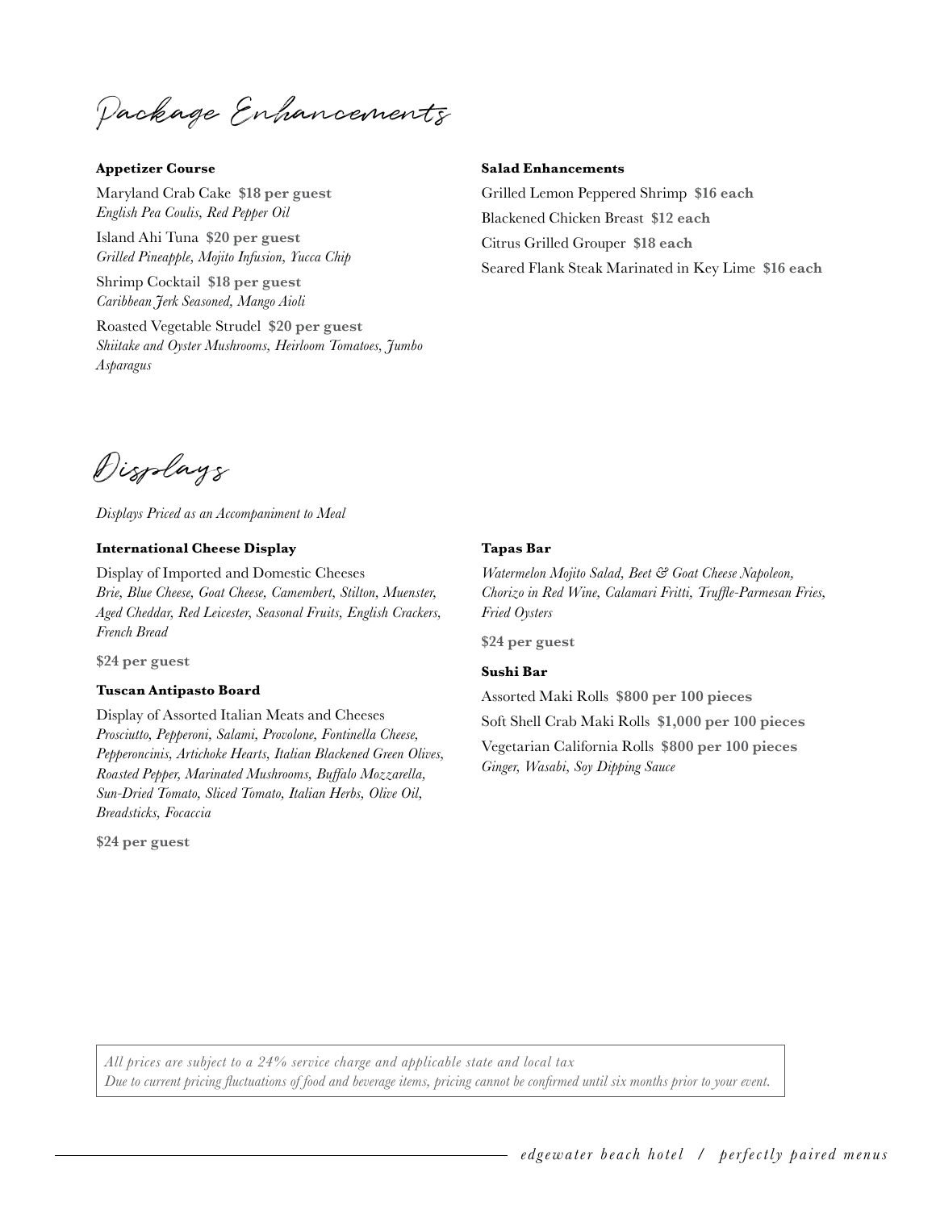# Package Enhancements

### Appetizer Course

Maryland Crab Cake **$18 per guest**
*English Pea Coulis, Red Pepper Oil*

Island Ahi Tuna **$20 per guest**
*Grilled Pineapple, Mojito Infusion, Yucca Chip*

Shrimp Cocktail **$18 per guest**
*Caribbean Jerk Seasoned, Mango Aioli*

Roasted Vegetable Strudel **$20 per guest**
*Shiitake and Oyster Mushrooms, Heirloom Tomatoes, Jumbo Asparagus*

### Salad Enhancements

Grilled Lemon Peppered Shrimp **$16 each**

Blackened Chicken Breast **$12 each**

Citrus Grilled Grouper **$18 each**

Seared Flank Steak Marinated in Key Lime **$16 each**

# Displays

*Displays Priced as an Accompaniment to Meal*

### International Cheese Display

Display of Imported and Domestic Cheeses
*Brie, Blue Cheese, Goat Cheese, Camembert, Stilton, Muenster, Aged Cheddar, Red Leicester, Seasonal Fruits, English Crackers, French Bread*

**$24 per guest**

### Tuscan Antipasto Board

Display of Assorted Italian Meats and Cheeses
*Prosciutto, Pepperoni, Salami, Provolone, Fontinella Cheese, Pepperoncinis, Artichoke Hearts, Italian Blackened Green Olives, Roasted Pepper, Marinated Mushrooms, Buffalo Mozzarella, Sun-Dried Tomato, Sliced Tomato, Italian Herbs, Olive Oil, Breadsticks, Focaccia*

**$24 per guest**

### Tapas Bar

*Watermelon Mojito Salad, Beet & Goat Cheese Napoleon, Chorizo in Red Wine, Calamari Fritti, Truffle-Parmesan Fries, Fried Oysters*

**$24 per guest**

### Sushi Bar

Assorted Maki Rolls **$800 per 100 pieces**

Soft Shell Crab Maki Rolls **$1,000 per 100 pieces**

Vegetarian California Rolls **$800 per 100 pieces**
*Ginger, Wasabi, Soy Dipping Sauce*

*All prices are subject to a 24% service charge and applicable state and local tax*
*Due to current pricing fluctuations of food and beverage items, pricing cannot be confirmed until six months prior to your event.*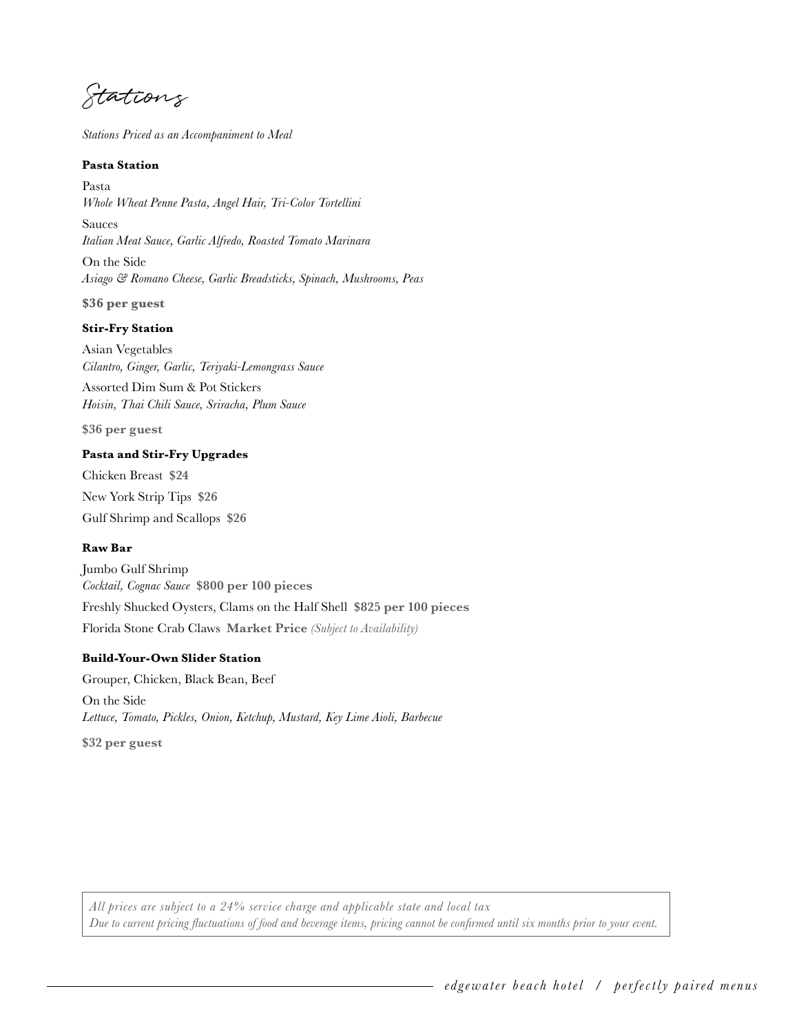# Stations

*Stations Priced as an Accompaniment to Meal*

### Pasta Station

Pasta
*Whole Wheat Penne Pasta, Angel Hair, Tri-Color Tortellini*

Sauces
*Italian Meat Sauce, Garlic Alfredo, Roasted Tomato Marinara*

On the Side
*Asiago & Romano Cheese, Garlic Breadsticks, Spinach, Mushrooms, Peas*

**$36 per guest**

### Stir-Fry Station

Asian Vegetables
*Cilantro, Ginger, Garlic, Teriyaki-Lemongrass Sauce*

Assorted Dim Sum & Pot Stickers
*Hoisin, Thai Chili Sauce, Sriracha, Plum Sauce*

**$36 per guest**

### Pasta and Stir-Fry Upgrades

Chicken Breast **$24**

New York Strip Tips **$26**

Gulf Shrimp and Scallops **$26**

### Raw Bar

Jumbo Gulf Shrimp
*Cocktail, Cognac Sauce* **$800 per 100 pieces**

Freshly Shucked Oysters, Clams on the Half Shell **$825 per 100 pieces**

Florida Stone Crab Claws **Market Price** *(Subject to Availability)*

### Build-Your-Own Slider Station

Grouper, Chicken, Black Bean, Beef

On the Side
*Lettuce, Tomato, Pickles, Onion, Ketchup, Mustard, Key Lime Aioli, Barbecue*

**$32 per guest**

*All prices are subject to a 24% service charge and applicable state and local tax*
*Due to current pricing fluctuations of food and beverage items, pricing cannot be confirmed until six months prior to your event.*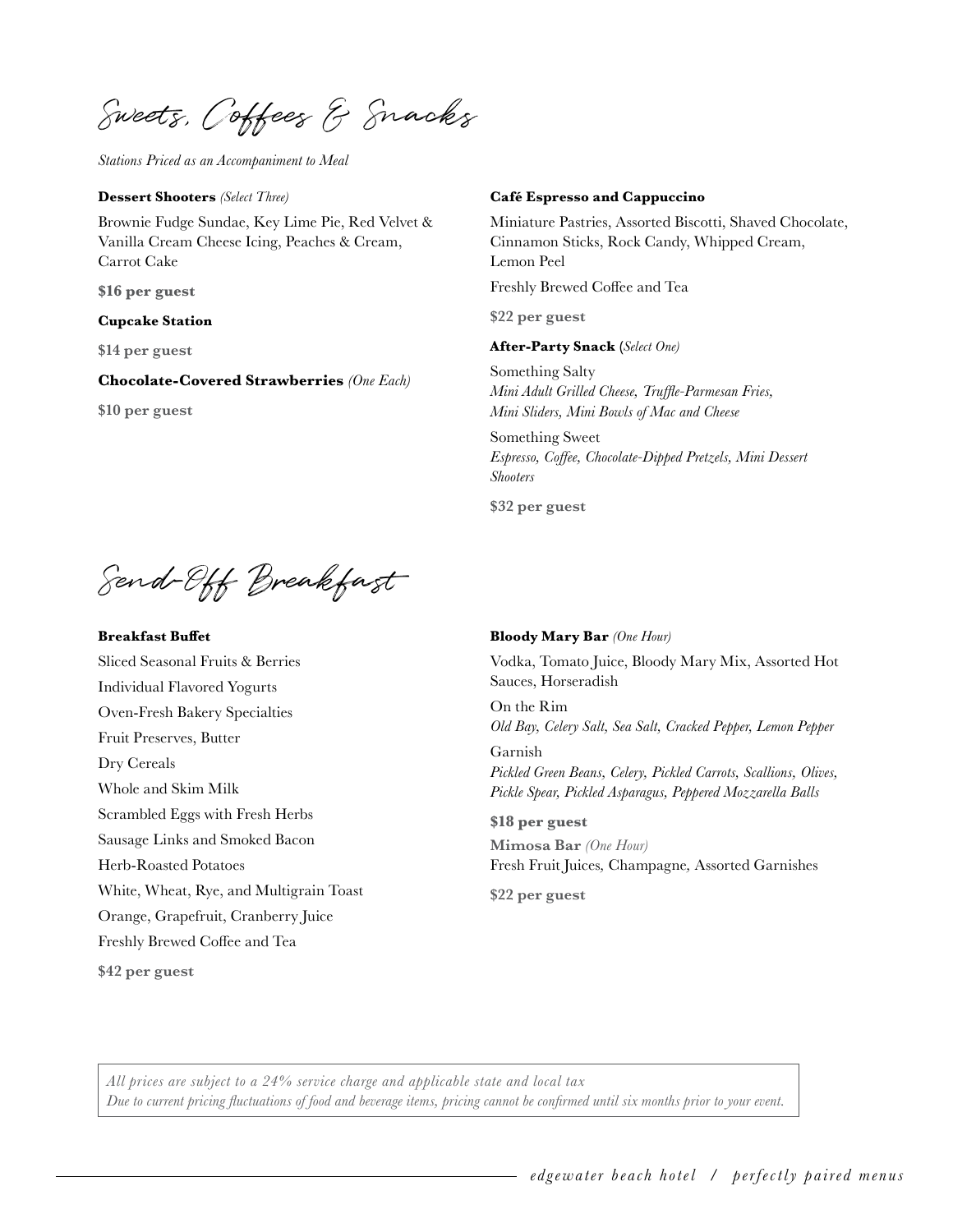# Sweets, Coffees & Snacks

*Stations Priced as an Accompaniment to Meal*

**Dessert Shooters** *(Select Three)*

Brownie Fudge Sundae, Key Lime Pie, Red Velvet & Vanilla Cream Cheese Icing, Peaches & Cream, Carrot Cake

**$16 per guest**

**Cupcake Station**

**$14 per guest**

**Chocolate-Covered Strawberries** *(One Each)*

**$10 per guest**

**Café Espresso and Cappuccino**

Miniature Pastries, Assorted Biscotti, Shaved Chocolate, Cinnamon Sticks, Rock Candy, Whipped Cream, Lemon Peel

Freshly Brewed Coffee and Tea

**$22 per guest**

**After-Party Snack** (*Select One)*

Something Salty
*Mini Adult Grilled Cheese, Truffle-Parmesan Fries, Mini Sliders, Mini Bowls of Mac and Cheese*

Something Sweet
*Espresso, Coffee, Chocolate-Dipped Pretzels, Mini Dessert Shooters*

**$32 per guest**

# Send-Off Breakfast

**Breakfast Buffet**

Sliced Seasonal Fruits & Berries

Individual Flavored Yogurts

Oven-Fresh Bakery Specialties

Fruit Preserves, Butter

Dry Cereals

Whole and Skim Milk

Scrambled Eggs with Fresh Herbs

Sausage Links and Smoked Bacon

Herb-Roasted Potatoes

White, Wheat, Rye, and Multigrain Toast

Orange, Grapefruit, Cranberry Juice

Freshly Brewed Coffee and Tea

**$42 per guest**

**Bloody Mary Bar** *(One Hour)*

Vodka, Tomato Juice, Bloody Mary Mix, Assorted Hot Sauces, Horseradish

On the Rim
*Old Bay, Celery Salt, Sea Salt, Cracked Pepper, Lemon Pepper*

Garnish
*Pickled Green Beans, Celery, Pickled Carrots, Scallions, Olives, Pickle Spear, Pickled Asparagus, Peppered Mozzarella Balls*

**$18 per guest**

**Mimosa Bar** *(One Hour)*
Fresh Fruit Juices, Champagne, Assorted Garnishes

**$22 per guest**

*All prices are subject to a 24% service charge and applicable state and local tax*
*Due to current pricing fluctuations of food and beverage items, pricing cannot be confirmed until six months prior to your event.*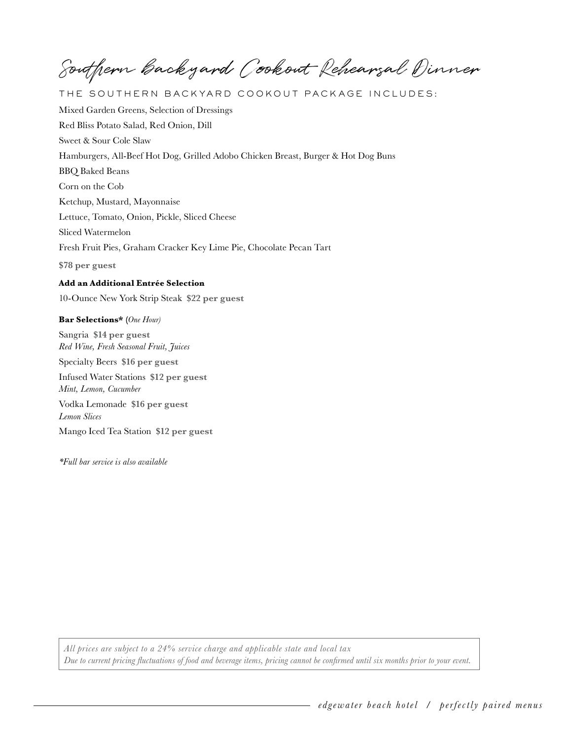# Southern Backyard Cookout Rehearsal Dinner

THE SOUTHERN BACKYARD COOKOUT PACKAGE INCLUDES:

Mixed Garden Greens, Selection of Dressings

Red Bliss Potato Salad, Red Onion, Dill

Sweet & Sour Cole Slaw

Hamburgers, All-Beef Hot Dog, Grilled Adobo Chicken Breast, Burger & Hot Dog Buns

BBQ Baked Beans

Corn on the Cob

Ketchup, Mustard, Mayonnaise

Lettuce, Tomato, Onion, Pickle, Sliced Cheese

Sliced Watermelon

Fresh Fruit Pies, Graham Cracker Key Lime Pie, Chocolate Pecan Tart

**$78 per guest**

**Add an Additional Entrée Selection**

10-Ounce New York Strip Steak **$22 per guest**

**Bar Selections*** (*One Hour*)

Sangria **$14 per guest**
*Red Wine, Fresh Seasonal Fruit, Juices*

Specialty Beers **$16 per guest**

Infused Water Stations **$12 per guest**
*Mint, Lemon, Cucumber*

Vodka Lemonade **$16 per guest**
*Lemon Slices*

Mango Iced Tea Station **$12 per guest**

*\*Full bar service is also available*

*All prices are subject to a 24% service charge and applicable state and local tax*
*Due to current pricing fluctuations of food and beverage items, pricing cannot be confirmed until six months prior to your event.*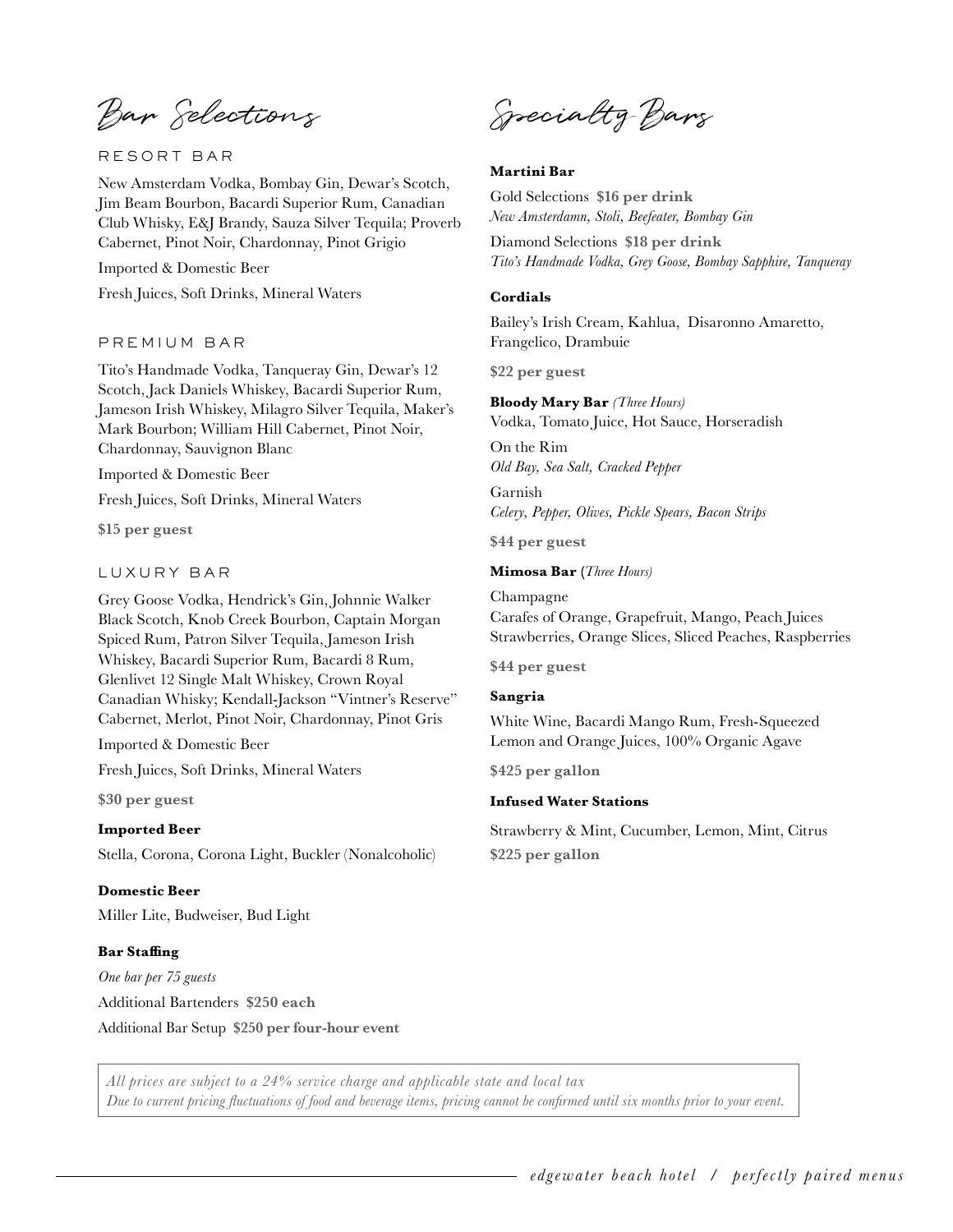# Bar Selections

## RESORT BAR

New Amsterdam Vodka, Bombay Gin, Dewar's Scotch, Jim Beam Bourbon, Bacardi Superior Rum, Canadian Club Whisky, E&J Brandy, Sauza Silver Tequila; Proverb Cabernet, Pinot Noir, Chardonnay, Pinot Grigio

Imported & Domestic Beer

Fresh Juices, Soft Drinks, Mineral Waters

## PREMIUM BAR

Tito's Handmade Vodka, Tanqueray Gin, Dewar's 12 Scotch, Jack Daniels Whiskey, Bacardi Superior Rum, Jameson Irish Whiskey, Milagro Silver Tequila, Maker's Mark Bourbon; William Hill Cabernet, Pinot Noir, Chardonnay, Sauvignon Blanc

Imported & Domestic Beer

Fresh Juices, Soft Drinks, Mineral Waters

**$15 per guest**

## LUXURY BAR

Grey Goose Vodka, Hendrick's Gin, Johnnie Walker Black Scotch, Knob Creek Bourbon, Captain Morgan Spiced Rum, Patron Silver Tequila, Jameson Irish Whiskey, Bacardi Superior Rum, Bacardi 8 Rum, Glenlivet 12 Single Malt Whiskey, Crown Royal Canadian Whisky; Kendall-Jackson "Vintner's Reserve" Cabernet, Merlot, Pinot Noir, Chardonnay, Pinot Gris

Imported & Domestic Beer

Fresh Juices, Soft Drinks, Mineral Waters

**$30 per guest**

**Imported Beer**

Stella, Corona, Corona Light, Buckler (Nonalcoholic)

**Domestic Beer**

Miller Lite, Budweiser, Bud Light

**Bar Staffing**

*One bar per 75 guests*

Additional Bartenders **$250 each**

Additional Bar Setup **$250 per four-hour event**

# Specialty Bars

**Martini Bar**

Gold Selections **$16 per drink**
*New Amsterdamn, Stoli, Beefeater, Bombay Gin*

Diamond Selections **$18 per drink**
*Tito's Handmade Vodka, Grey Goose, Bombay Sapphire, Tanqueray*

**Cordials**

Bailey's Irish Cream, Kahlua, Disaronno Amaretto, Frangelico, Drambuie

**$22 per guest**

**Bloody Mary Bar** *(Three Hours)*
Vodka, Tomato Juice, Hot Sauce, Horseradish

On the Rim
*Old Bay, Sea Salt, Cracked Pepper*

Garnish
*Celery, Pepper, Olives, Pickle Spears, Bacon Strips*

**$44 per guest**

**Mimosa Bar** (*Three Hours)*

Champagne
Carafes of Orange, Grapefruit, Mango, Peach Juices
Strawberries, Orange Slices, Sliced Peaches, Raspberries

**$44 per guest**

**Sangria**

White Wine, Bacardi Mango Rum, Fresh-Squeezed Lemon and Orange Juices, 100% Organic Agave

**$425 per gallon**

**Infused Water Stations**

Strawberry & Mint, Cucumber, Lemon, Mint, Citrus

**$225 per gallon**

*All prices are subject to a 24% service charge and applicable state and local tax*
*Due to current pricing fluctuations of food and beverage items, pricing cannot be confirmed until six months prior to your event.*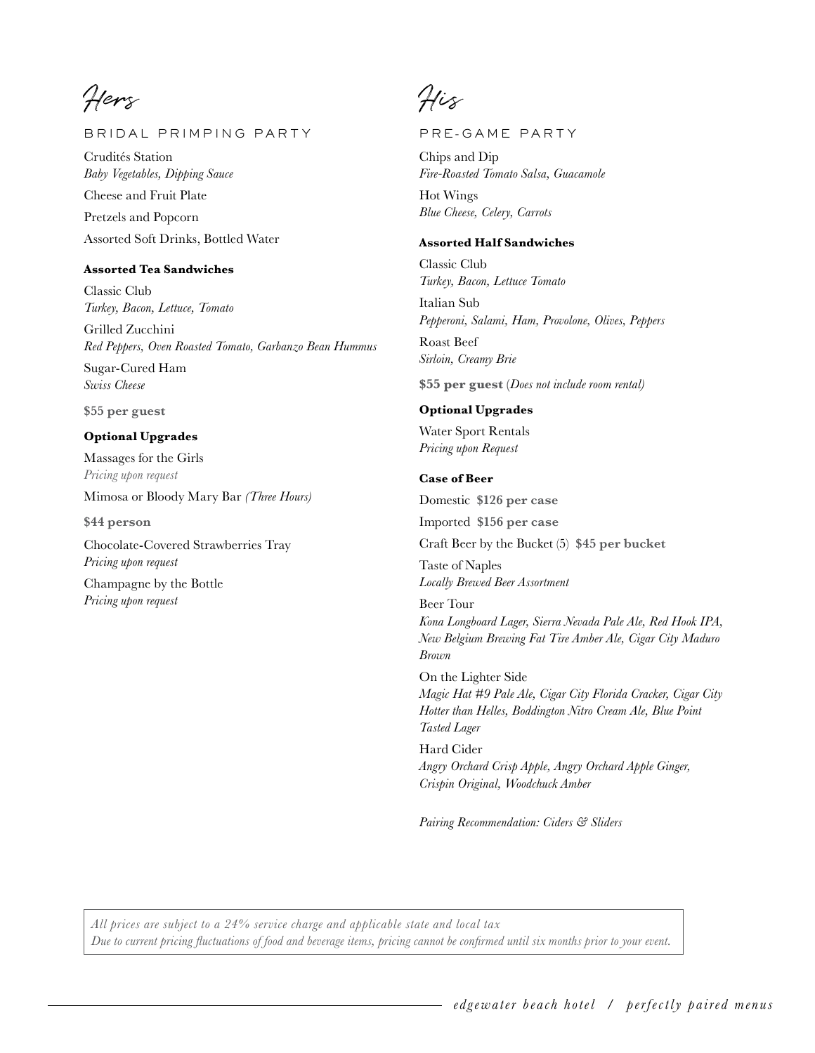# Hers

## BRIDAL PRIMPING PARTY

Crudités Station
*Baby Vegetables, Dipping Sauce*

Cheese and Fruit Plate

Pretzels and Popcorn

Assorted Soft Drinks, Bottled Water

**Assorted Tea Sandwiches**

Classic Club
*Turkey, Bacon, Lettuce, Tomato*

Grilled Zucchini
*Red Peppers, Oven Roasted Tomato, Garbanzo Bean Hummus*

Sugar-Cured Ham
*Swiss Cheese*

**$55 per guest**

**Optional Upgrades**

Massages for the Girls
*Pricing upon request*

Mimosa or Bloody Mary Bar *(Three Hours)*

**$44 person**

Chocolate-Covered Strawberries Tray
*Pricing upon request*

Champagne by the Bottle
*Pricing upon request*

# His

## PRE-GAME PARTY

Chips and Dip
*Fire-Roasted Tomato Salsa, Guacamole*

Hot Wings
*Blue Cheese, Celery, Carrots*

**Assorted Half Sandwiches**

Classic Club
*Turkey, Bacon, Lettuce Tomato*

Italian Sub
*Pepperoni, Salami, Ham, Provolone, Olives, Peppers*

Roast Beef
*Sirloin, Creamy Brie*

**$55 per guest** (*Does not include room rental)*

**Optional Upgrades**

Water Sport Rentals
*Pricing upon Request*

**Case of Beer**

Domestic **$126 per case**

Imported **$156 per case**

Craft Beer by the Bucket (5) **$45 per bucket**

Taste of Naples
*Locally Brewed Beer Assortment*

Beer Tour
*Kona Longboard Lager, Sierra Nevada Pale Ale, Red Hook IPA, New Belgium Brewing Fat Tire Amber Ale, Cigar City Maduro Brown*

On the Lighter Side
*Magic Hat #9 Pale Ale, Cigar City Florida Cracker, Cigar City Hotter than Helles, Boddington Nitro Cream Ale, Blue Point Tasted Lager*

Hard Cider
*Angry Orchard Crisp Apple, Angry Orchard Apple Ginger, Crispin Original, Woodchuck Amber*

*Pairing Recommendation: Ciders & Sliders*

*All prices are subject to a 24% service charge and applicable state and local tax*
*Due to current pricing fluctuations of food and beverage items, pricing cannot be confirmed until six months prior to your event.*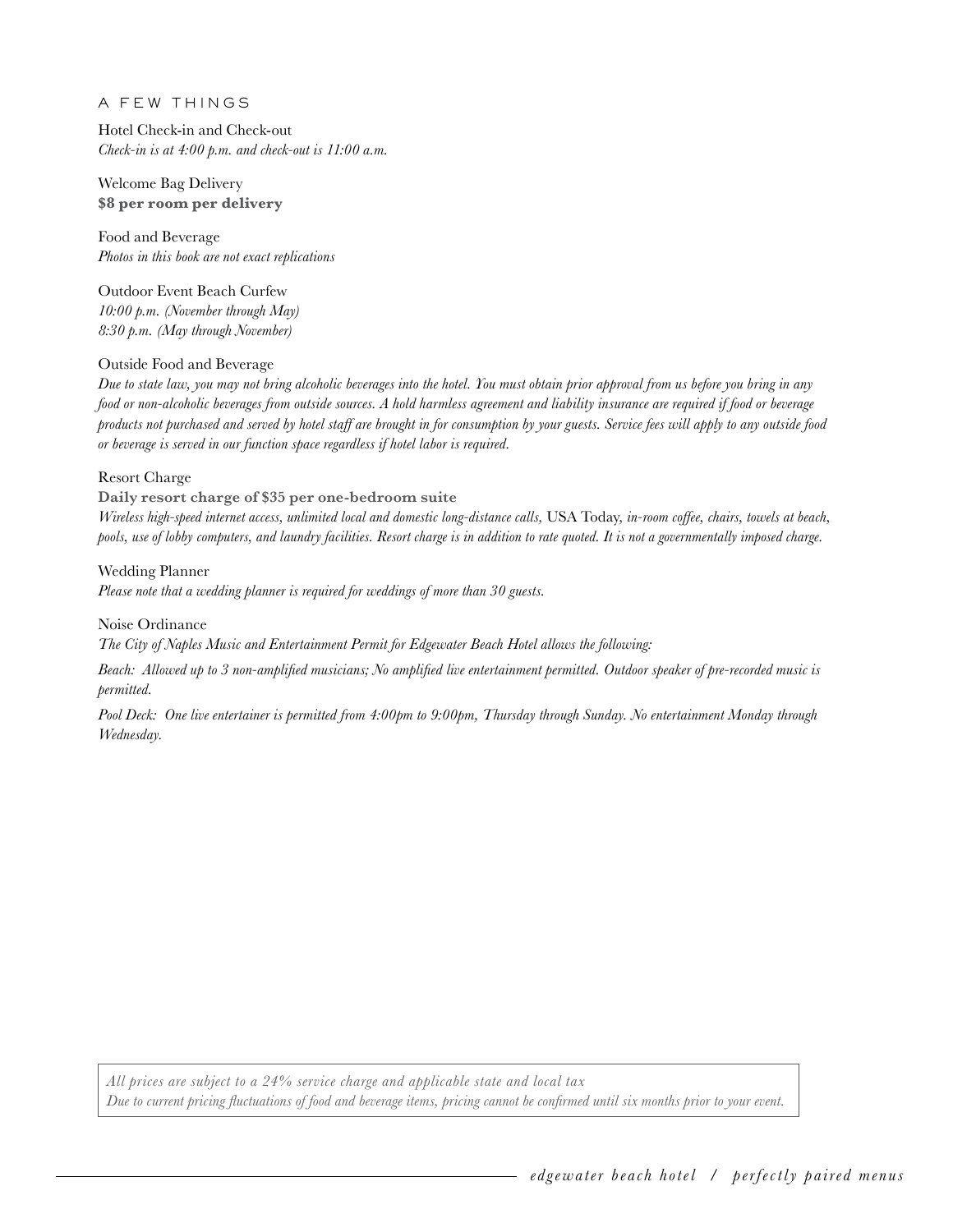## A FEW THINGS

Hotel Check-in and Check-out
*Check-in is at 4:00 p.m. and check-out is 11:00 a.m.*

Welcome Bag Delivery
**$8 per room per delivery**

Food and Beverage
*Photos in this book are not exact replications*

Outdoor Event Beach Curfew
*10:00 p.m. (November through May)*
*8:30 p.m. (May through November)*

Outside Food and Beverage
*Due to state law, you may not bring alcoholic beverages into the hotel. You must obtain prior approval from us before you bring in any food or non-alcoholic beverages from outside sources. A hold harmless agreement and liability insurance are required if food or beverage products not purchased and served by hotel staff are brought in for consumption by your guests. Service fees will apply to any outside food or beverage is served in our function space regardless if hotel labor is required.*

Resort Charge
**Daily resort charge of $35 per one-bedroom suite**
*Wireless high-speed internet access, unlimited local and domestic long-distance calls,* USA Today, *in-room coffee, chairs, towels at beach, pools, use of lobby computers, and laundry facilities. Resort charge is in addition to rate quoted. It is not a governmentally imposed charge.*

Wedding Planner
*Please note that a wedding planner is required for weddings of more than 30 guests.*

Noise Ordinance
*The City of Naples Music and Entertainment Permit for Edgewater Beach Hotel allows the following:*

*Beach: Allowed up to 3 non-amplified musicians; No amplified live entertainment permitted. Outdoor speaker of pre-recorded music is permitted.*

*Pool Deck: One live entertainer is permitted from 4:00pm to 9:00pm, Thursday through Sunday. No entertainment Monday through Wednesday.*

*All prices are subject to a 24% service charge and applicable state and local tax*
*Due to current pricing fluctuations of food and beverage items, pricing cannot be confirmed until six months prior to your event.*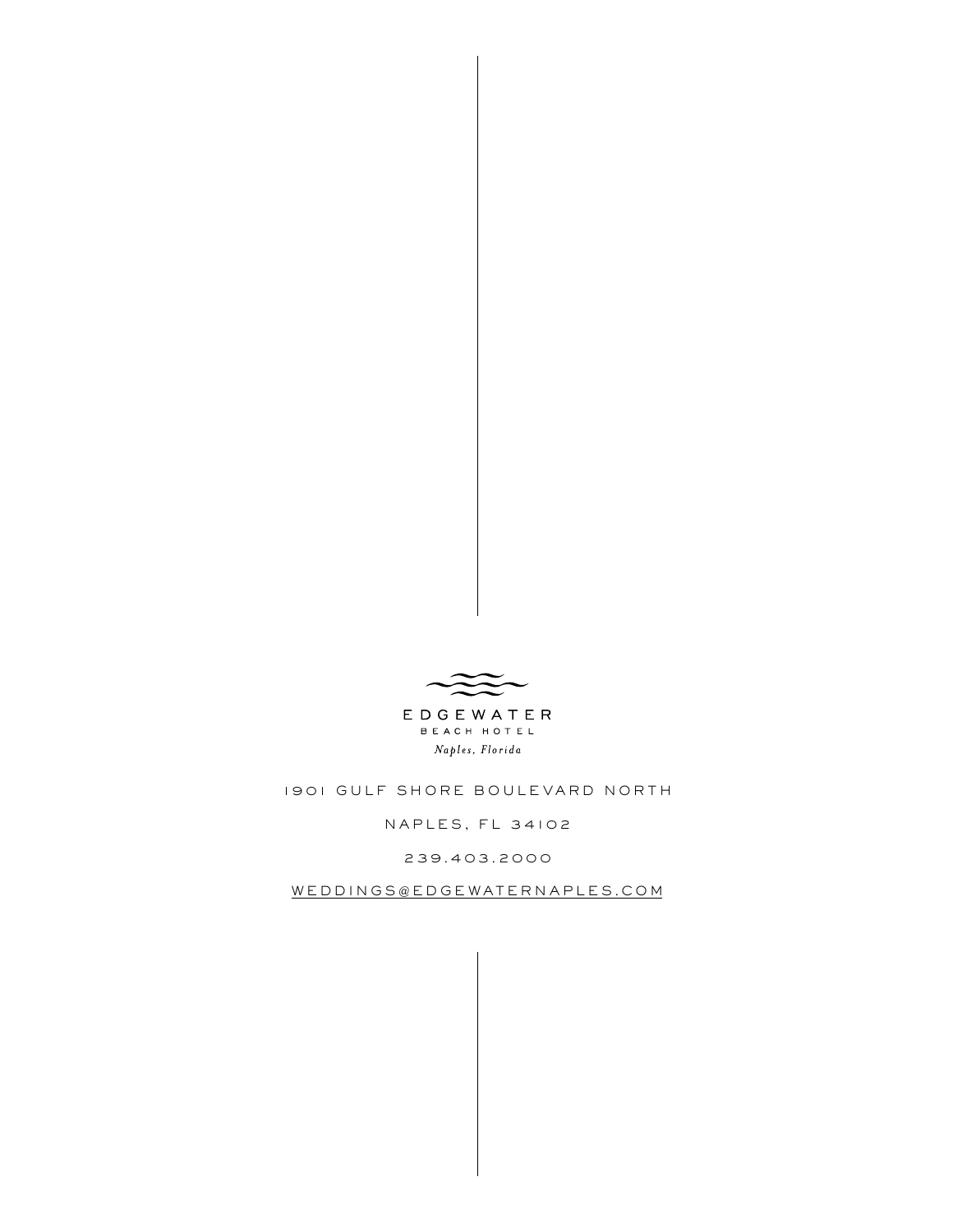EDGEWATER

BEACH HOTEL

*Naples, Florida*

1901 GULF SHORE BOULEVARD NORTH

NAPLES, FL 34102

239.403.2000

WEDDINGS@EDGEWATERNAPLES.COM